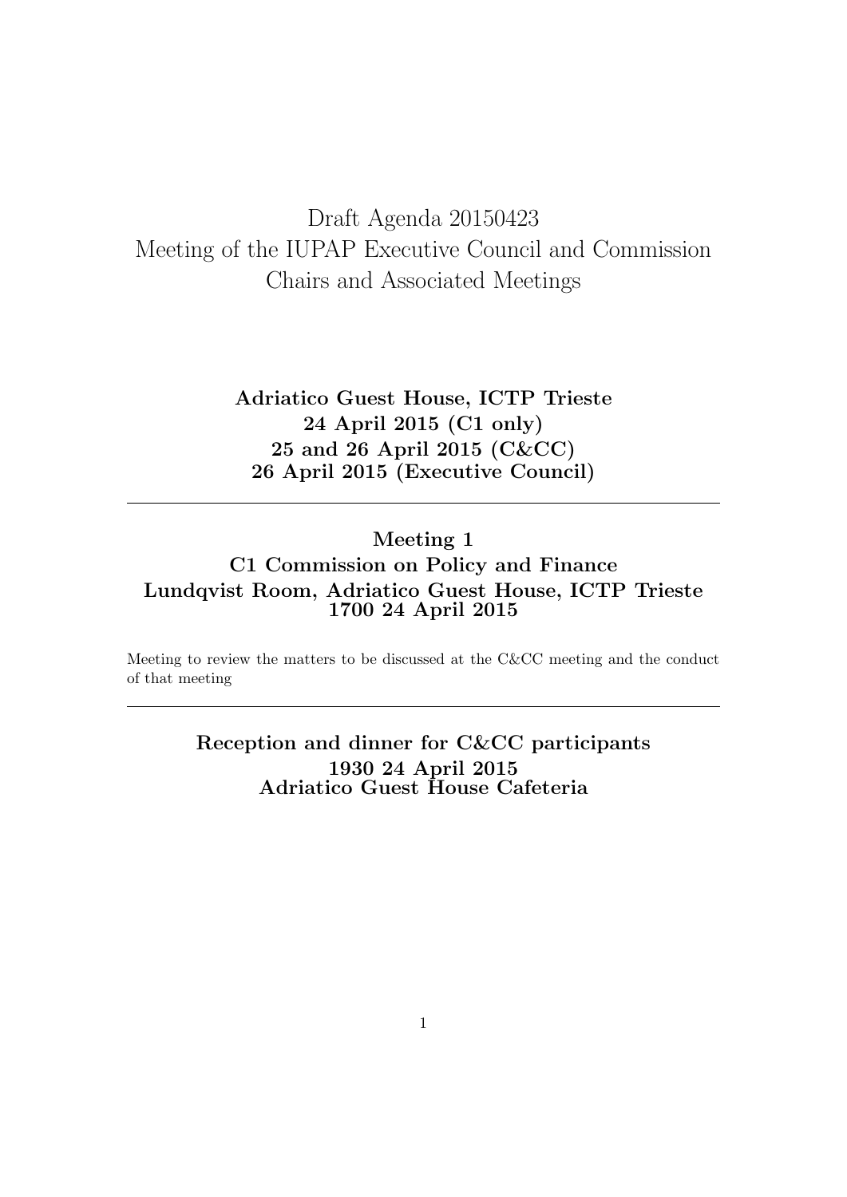# Draft Agenda 20150423
# Meeting of the IUPAP Executive Council and Commission Chairs and Associated Meetings

**Adriatico Guest House, ICTP Trieste**
**24 April 2015 (C1 only)**
**25 and 26 April 2015 (C&CC)**
**26 April 2015 (Executive Council)**

---

## Meeting 1
## C1 Commission on Policy and Finance
## Lundqvist Room, Adriatico Guest House, ICTP Trieste
## 1700 24 April 2015

Meeting to review the matters to be discussed at the C&CC meeting and the conduct of that meeting

---

**Reception and dinner for C&CC participants**
**1930 24 April 2015**
**Adriatico Guest House Cafeteria**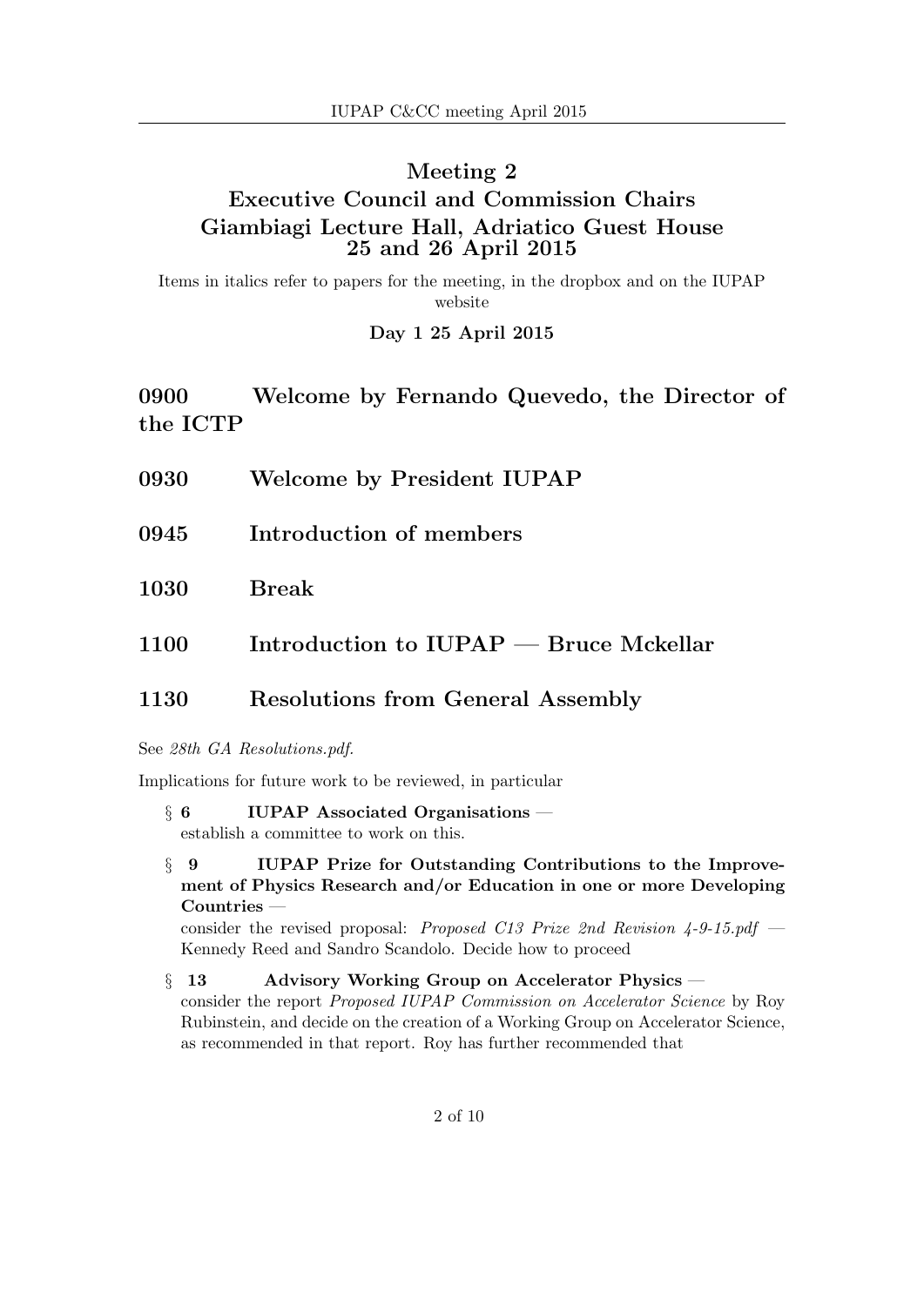## Meeting 2
## Executive Council and Commission Chairs
## Giambiagi Lecture Hall, Adriatico Guest House
## 25 and 26 April 2015

Items in italics refer to papers for the meeting, in the dropbox and on the IUPAP website

**Day 1 25 April 2015**

### 0900 Welcome by Fernando Quevedo, the Director of the ICTP

### 0930 Welcome by President IUPAP

### 0945 Introduction of members

### 1030 Break

### 1100 Introduction to IUPAP — Bruce Mckellar

### 1130 Resolutions from General Assembly

See *28th GA Resolutions.pdf.*

Implications for future work to be reviewed, in particular

- § **6 IUPAP Associated Organisations** — establish a committee to work on this.
- § **9 IUPAP Prize for Outstanding Contributions to the Improvement of Physics Research and/or Education in one or more Developing Countries** — consider the revised proposal: *Proposed C13 Prize 2nd Revision 4-9-15.pdf* — Kennedy Reed and Sandro Scandolo. Decide how to proceed
- § **13 Advisory Working Group on Accelerator Physics** — consider the report *Proposed IUPAP Commission on Accelerator Science* by Roy Rubinstein, and decide on the creation of a Working Group on Accelerator Science, as recommended in that report. Roy has further recommended that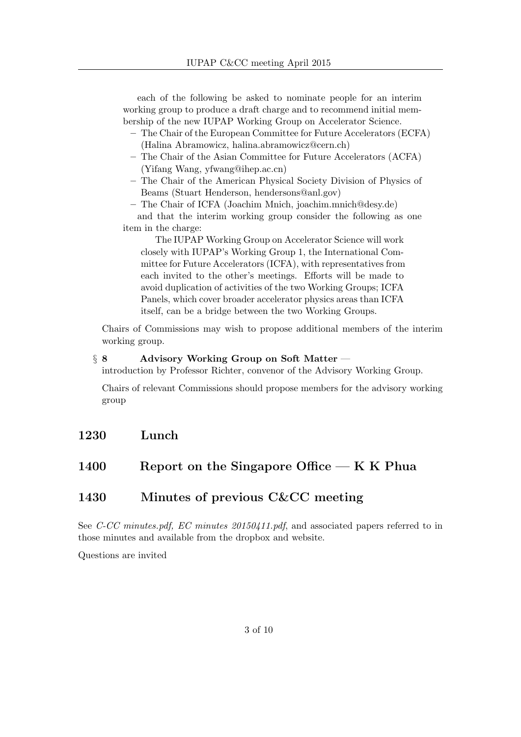each of the following be asked to nominate people for an interim working group to produce a draft charge and to recommend initial membership of the new IUPAP Working Group on Accelerator Science.

- The Chair of the European Committee for Future Accelerators (ECFA) (Halina Abramowicz, halina.abramowicz@cern.ch)
- The Chair of the Asian Committee for Future Accelerators (ACFA) (Yifang Wang, yfwang@ihep.ac.cn)
- The Chair of the American Physical Society Division of Physics of Beams (Stuart Henderson, hendersons@anl.gov)
- The Chair of ICFA (Joachim Mnich, joachim.mnich@desy.de)

and that the interim working group consider the following as one item in the charge:

> The IUPAP Working Group on Accelerator Science will work closely with IUPAP's Working Group 1, the International Committee for Future Accelerators (ICFA), with representatives from each invited to the other's meetings. Efforts will be made to avoid duplication of activities of the two Working Groups; ICFA Panels, which cover broader accelerator physics areas than ICFA itself, can be a bridge between the two Working Groups.

Chairs of Commissions may wish to propose additional members of the interim working group.

§ **8 Advisory Working Group on Soft Matter** — introduction by Professor Richter, convenor of the Advisory Working Group.

Chairs of relevant Commissions should propose members for the advisory working group

## 1230 Lunch

## 1400 Report on the Singapore Office — K K Phua

## 1430 Minutes of previous C&CC meeting

See *C-CC minutes.pdf, EC minutes 20150411.pdf*, and associated papers referred to in those minutes and available from the dropbox and website.

Questions are invited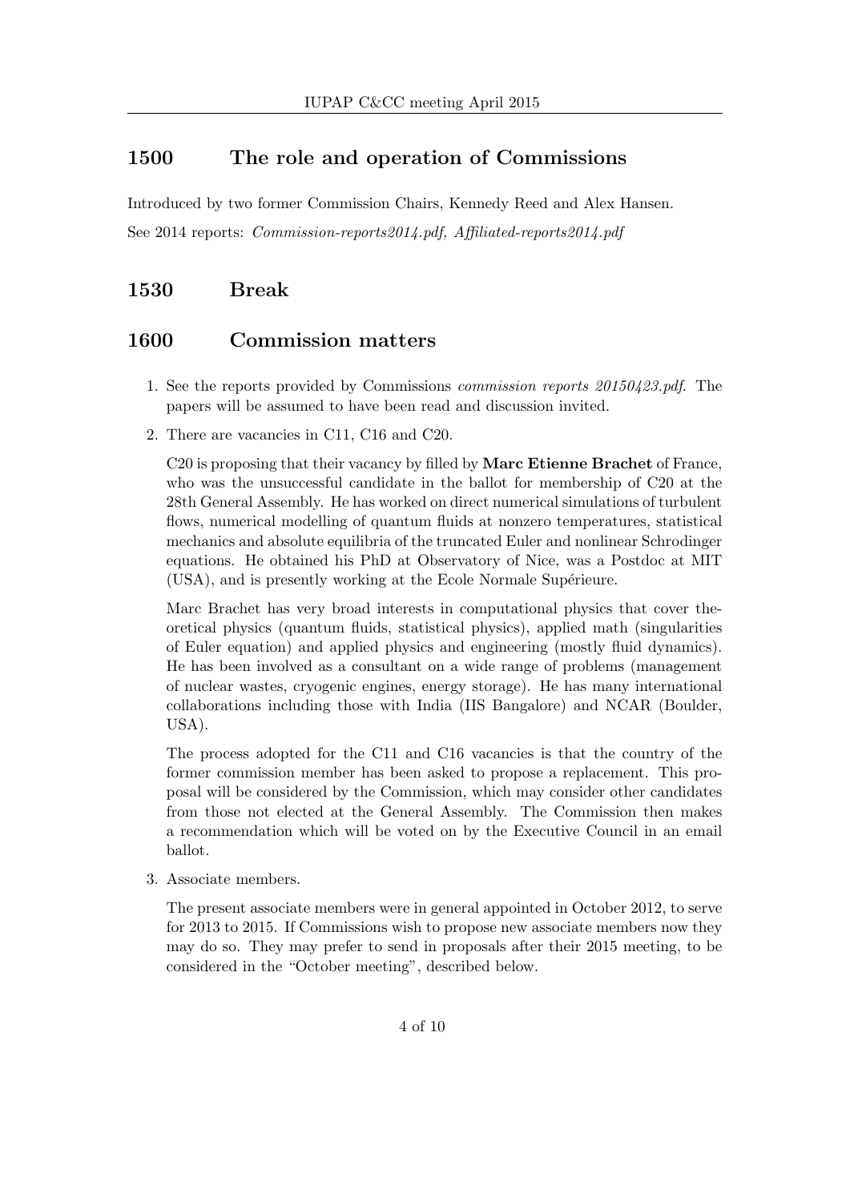## 1500 The role and operation of Commissions

Introduced by two former Commission Chairs, Kennedy Reed and Alex Hansen.

See 2014 reports: *Commission-reports2014.pdf, Affiliated-reports2014.pdf*

## 1530 Break

## 1600 Commission matters

1. See the reports provided by Commissions *commission reports 20150423.pdf*. The papers will be assumed to have been read and discussion invited.

2. There are vacancies in C11, C16 and C20.

   C20 is proposing that their vacancy by filled by **Marc Etienne Brachet** of France, who was the unsuccessful candidate in the ballot for membership of C20 at the 28th General Assembly. He has worked on direct numerical simulations of turbulent flows, numerical modelling of quantum fluids at nonzero temperatures, statistical mechanics and absolute equilibria of the truncated Euler and nonlinear Schrodinger equations. He obtained his PhD at Observatory of Nice, was a Postdoc at MIT (USA), and is presently working at the Ecole Normale Supérieure.

   Marc Brachet has very broad interests in computational physics that cover theoretical physics (quantum fluids, statistical physics), applied math (singularities of Euler equation) and applied physics and engineering (mostly fluid dynamics). He has been involved as a consultant on a wide range of problems (management of nuclear wastes, cryogenic engines, energy storage). He has many international collaborations including those with India (IIS Bangalore) and NCAR (Boulder, USA).

   The process adopted for the C11 and C16 vacancies is that the country of the former commission member has been asked to propose a replacement. This proposal will be considered by the Commission, which may consider other candidates from those not elected at the General Assembly. The Commission then makes a recommendation which will be voted on by the Executive Council in an email ballot.

3. Associate members.

   The present associate members were in general appointed in October 2012, to serve for 2013 to 2015. If Commissions wish to propose new associate members now they may do so. They may prefer to send in proposals after their 2015 meeting, to be considered in the "October meeting", described below.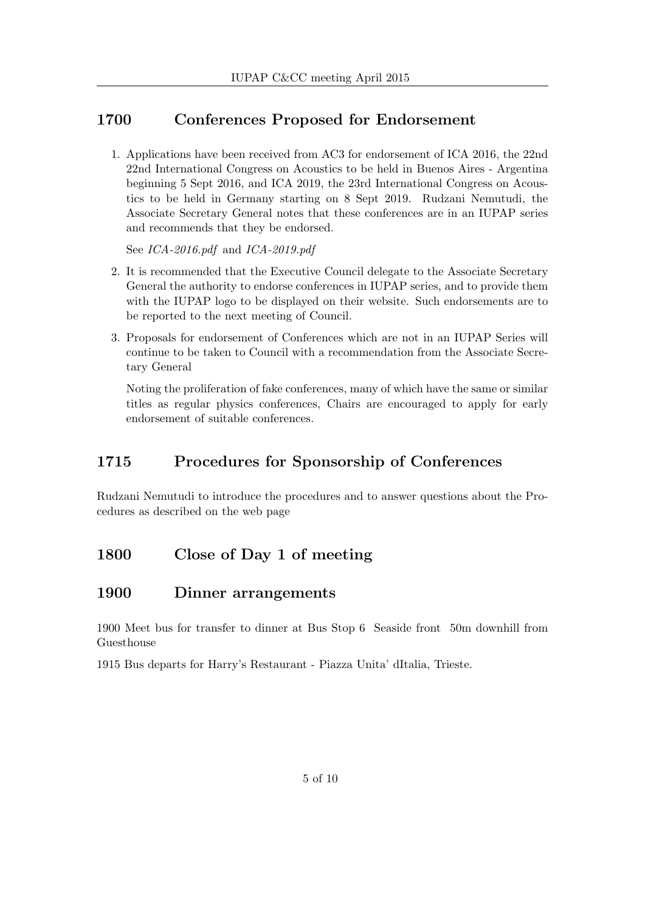## 1700 Conferences Proposed for Endorsement

1. Applications have been received from AC3 for endorsement of ICA 2016, the 22nd 22nd International Congress on Acoustics to be held in Buenos Aires - Argentina beginning 5 Sept 2016, and ICA 2019, the 23rd International Congress on Acoustics to be held in Germany starting on 8 Sept 2019. Rudzani Nemutudi, the Associate Secretary General notes that these conferences are in an IUPAP series and recommends that they be endorsed.

   See *ICA-2016.pdf* and *ICA-2019.pdf*

2. It is recommended that the Executive Council delegate to the Associate Secretary General the authority to endorse conferences in IUPAP series, and to provide them with the IUPAP logo to be displayed on their website. Such endorsements are to be reported to the next meeting of Council.

3. Proposals for endorsement of Conferences which are not in an IUPAP Series will continue to be taken to Council with a recommendation from the Associate Secretary General

   Noting the proliferation of fake conferences, many of which have the same or similar titles as regular physics conferences, Chairs are encouraged to apply for early endorsement of suitable conferences.

## 1715 Procedures for Sponsorship of Conferences

Rudzani Nemutudi to introduce the procedures and to answer questions about the Procedures as described on the web page

## 1800 Close of Day 1 of meeting

## 1900 Dinner arrangements

1900 Meet bus for transfer to dinner at Bus Stop 6 Seaside front 50m downhill from Guesthouse

1915 Bus departs for Harry's Restaurant - Piazza Unita' dItalia, Trieste.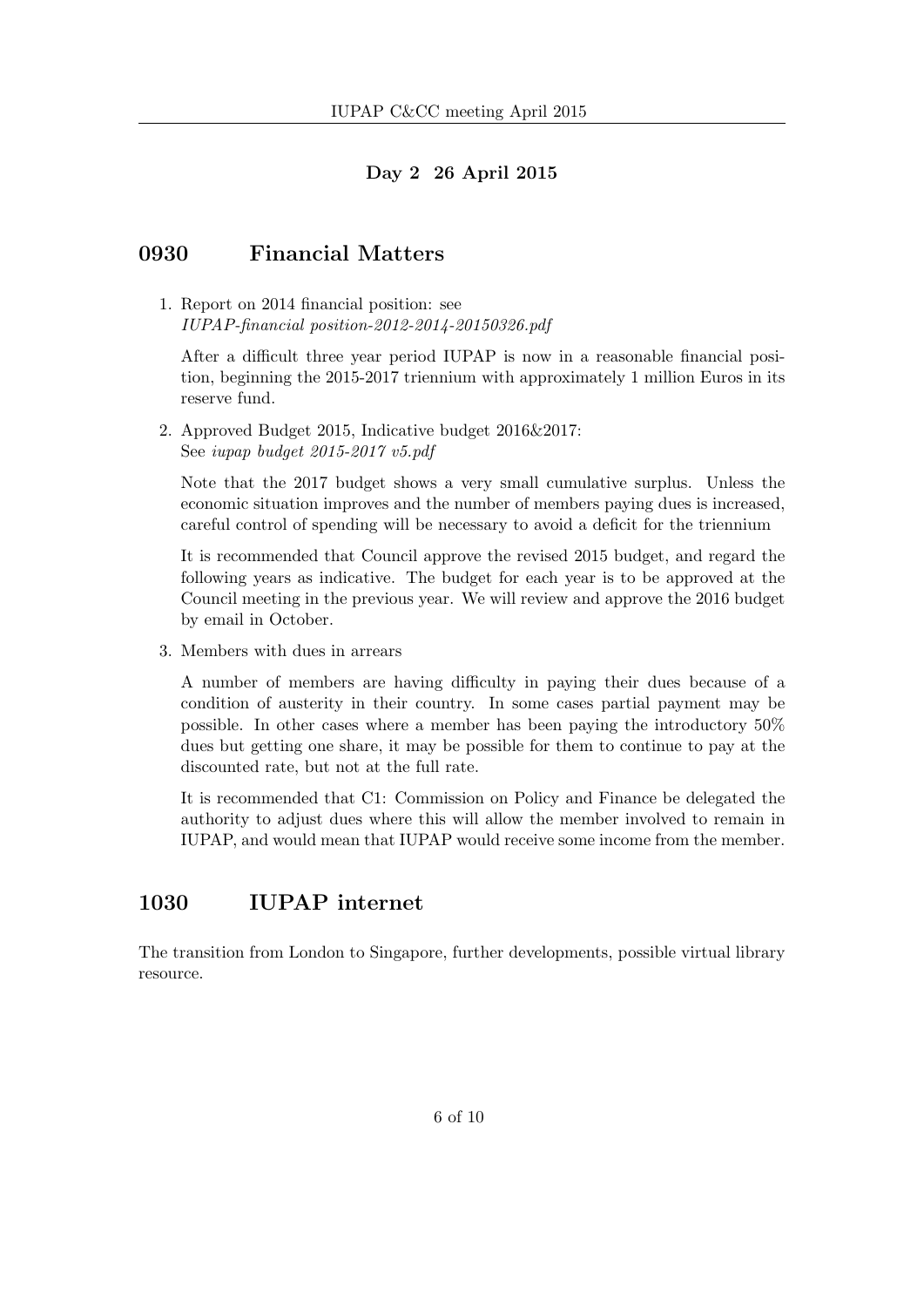### Day 2 26 April 2015

## 0930 Financial Matters

1. Report on 2014 financial position: see *IUPAP-financial position-2012-2014-20150326.pdf*

   After a difficult three year period IUPAP is now in a reasonable financial position, beginning the 2015-2017 triennium with approximately 1 million Euros in its reserve fund.

2. Approved Budget 2015, Indicative budget 2016&2017: See *iupap budget 2015-2017 v5.pdf*

   Note that the 2017 budget shows a very small cumulative surplus. Unless the economic situation improves and the number of members paying dues is increased, careful control of spending will be necessary to avoid a deficit for the triennium

   It is recommended that Council approve the revised 2015 budget, and regard the following years as indicative. The budget for each year is to be approved at the Council meeting in the previous year. We will review and approve the 2016 budget by email in October.

3. Members with dues in arrears

   A number of members are having difficulty in paying their dues because of a condition of austerity in their country. In some cases partial payment may be possible. In other cases where a member has been paying the introductory 50% dues but getting one share, it may be possible for them to continue to pay at the discounted rate, but not at the full rate.

   It is recommended that C1: Commission on Policy and Finance be delegated the authority to adjust dues where this will allow the member involved to remain in IUPAP, and would mean that IUPAP would receive some income from the member.

## 1030 IUPAP internet

The transition from London to Singapore, further developments, possible virtual library resource.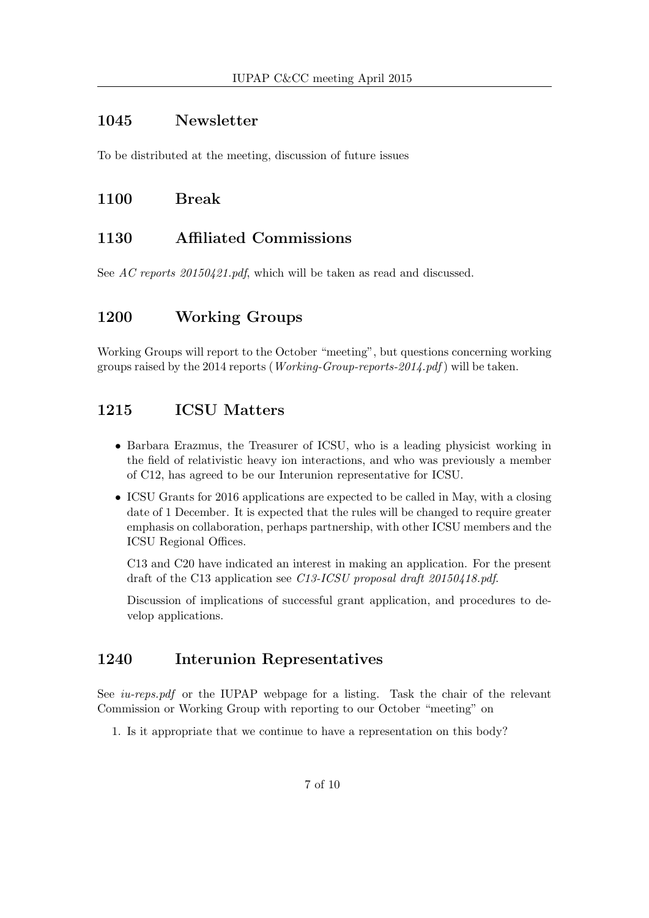## 1045 Newsletter

To be distributed at the meeting, discussion of future issues

## 1100 Break

## 1130 Affiliated Commissions

See *AC reports 20150421.pdf*, which will be taken as read and discussed.

## 1200 Working Groups

Working Groups will report to the October "meeting", but questions concerning working groups raised by the 2014 reports (*Working-Group-reports-2014.pdf*) will be taken.

## 1215 ICSU Matters

- Barbara Erazmus, the Treasurer of ICSU, who is a leading physicist working in the field of relativistic heavy ion interactions, and who was previously a member of C12, has agreed to be our Interunion representative for ICSU.
- ICSU Grants for 2016 applications are expected to be called in May, with a closing date of 1 December. It is expected that the rules will be changed to require greater emphasis on collaboration, perhaps partnership, with other ICSU members and the ICSU Regional Offices.

  C13 and C20 have indicated an interest in making an application. For the present draft of the C13 application see *C13-ICSU proposal draft 20150418.pdf*.

  Discussion of implications of successful grant application, and procedures to develop applications.

## 1240 Interunion Representatives

See *iu-reps.pdf* or the IUPAP webpage for a listing. Task the chair of the relevant Commission or Working Group with reporting to our October "meeting" on

1. Is it appropriate that we continue to have a representation on this body?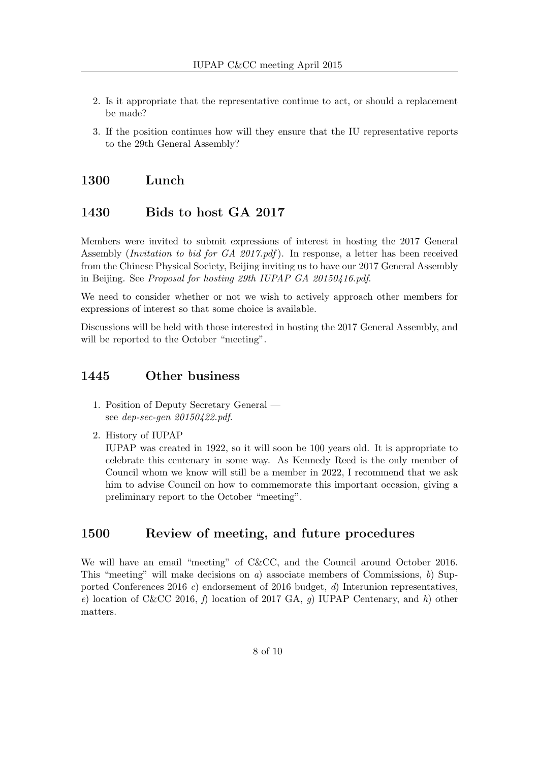2. Is it appropriate that the representative continue to act, or should a replacement be made?
3. If the position continues how will they ensure that the IU representative reports to the 29th General Assembly?

## 1300 Lunch

## 1430 Bids to host GA 2017

Members were invited to submit expressions of interest in hosting the 2017 General Assembly (*Invitation to bid for GA 2017.pdf*). In response, a letter has been received from the Chinese Physical Society, Beijing inviting us to have our 2017 General Assembly in Beijing. See *Proposal for hosting 29th IUPAP GA 20150416.pdf*.

We need to consider whether or not we wish to actively approach other members for expressions of interest so that some choice is available.

Discussions will be held with those interested in hosting the 2017 General Assembly, and will be reported to the October "meeting".

## 1445 Other business

1. Position of Deputy Secretary General — see *dep-sec-gen 20150422.pdf*.
2. History of IUPAP
   IUPAP was created in 1922, so it will soon be 100 years old. It is appropriate to celebrate this centenary in some way. As Kennedy Reed is the only member of Council whom we know will still be a member in 2022, I recommend that we ask him to advise Council on how to commemorate this important occasion, giving a preliminary report to the October "meeting".

## 1500 Review of meeting, and future procedures

We will have an email "meeting" of C&CC, and the Council around October 2016. This "meeting" will make decisions on *a*) associate members of Commissions, *b*) Supported Conferences 2016 *c*) endorsement of 2016 budget, *d*) Interunion representatives, *e*) location of C&CC 2016, *f*) location of 2017 GA, *g*) IUPAP Centenary, and *h*) other matters.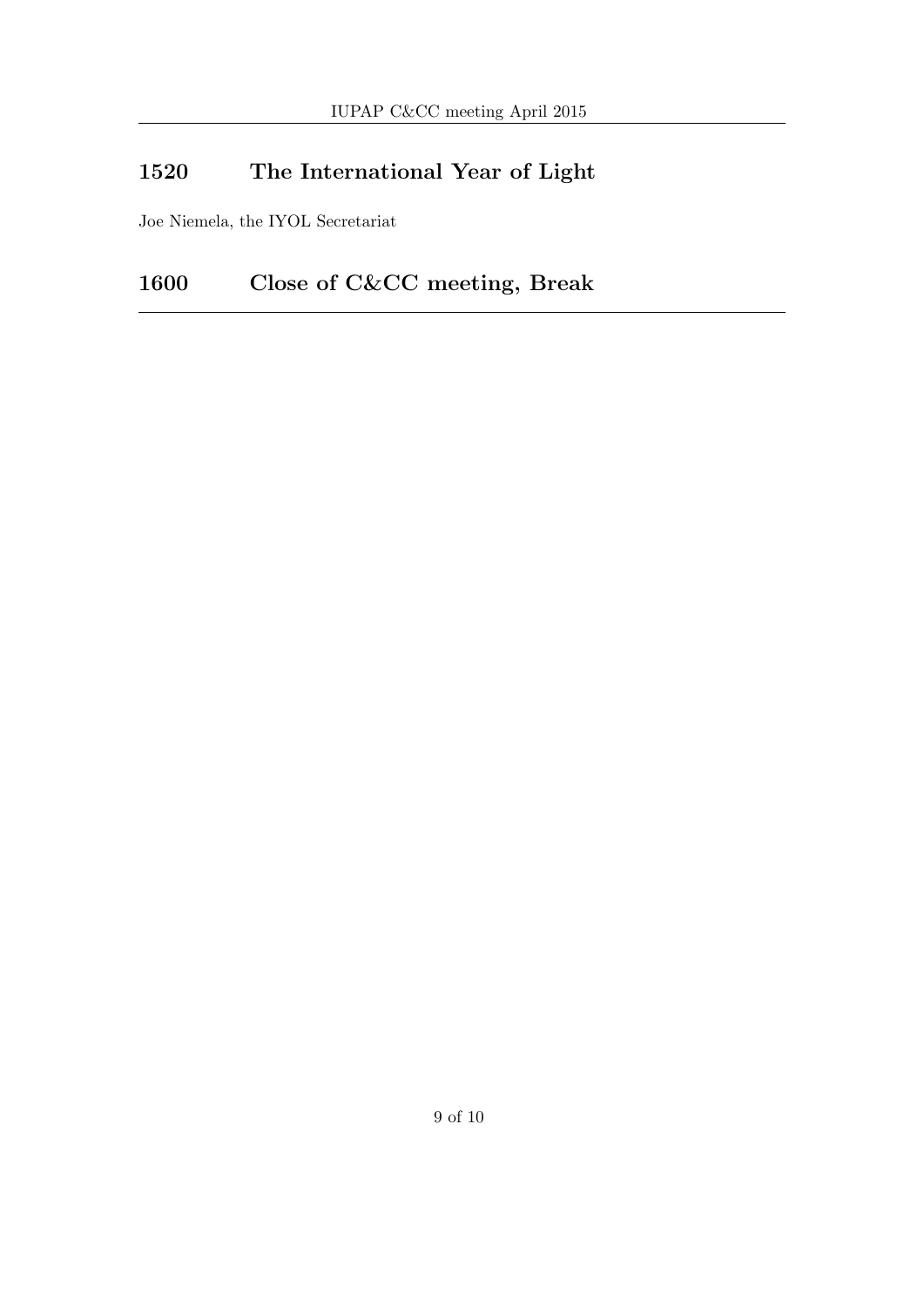## 1520 The International Year of Light

Joe Niemela, the IYOL Secretariat

## 1600 Close of C&CC meeting, Break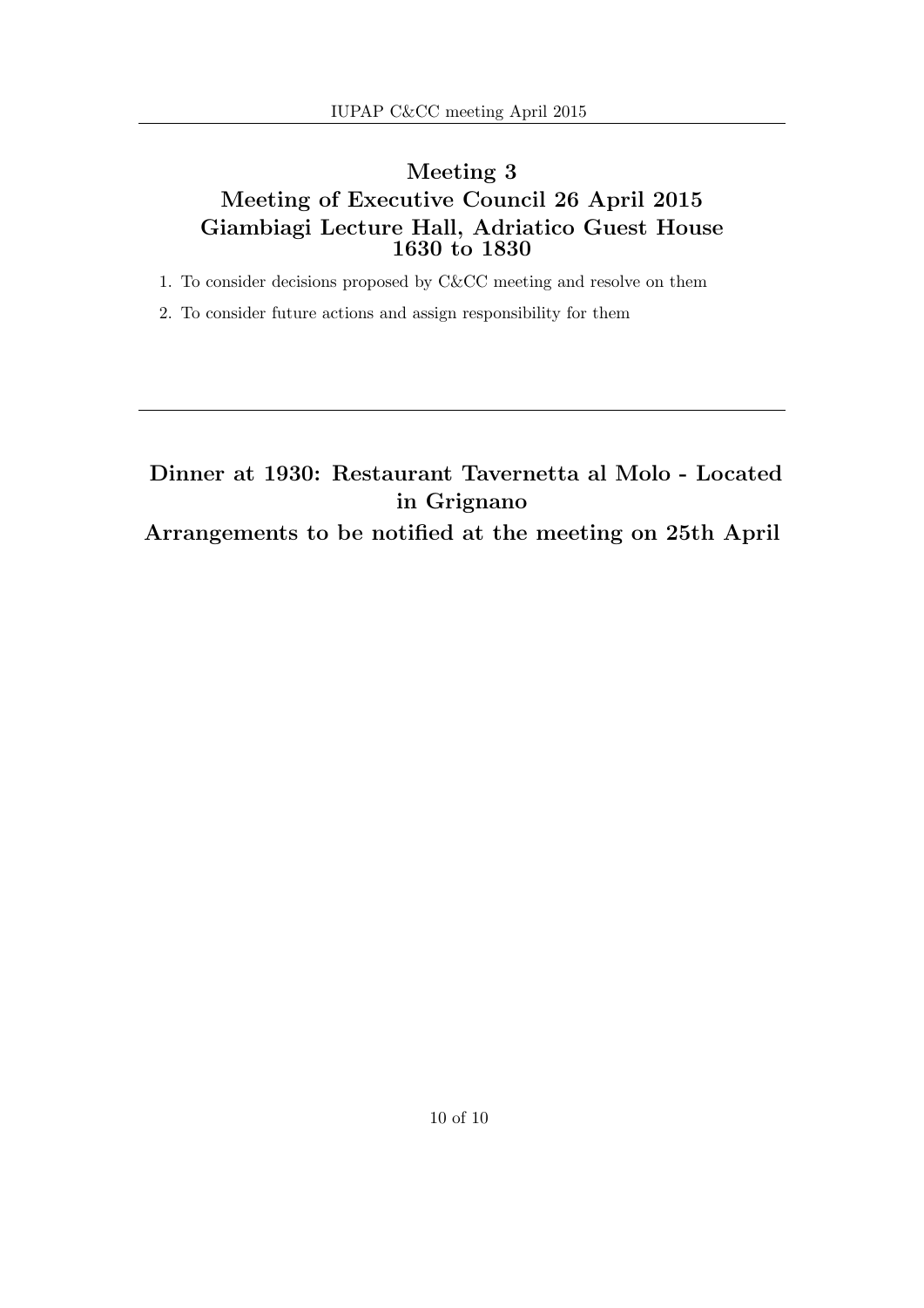## Meeting 3
## Meeting of Executive Council 26 April 2015
## Giambiagi Lecture Hall, Adriatico Guest House
## 1630 to 1830

1. To consider decisions proposed by C&CC meeting and resolve on them
2. To consider future actions and assign responsibility for them

---

**Dinner at 1930: Restaurant Tavernetta al Molo - Located in Grignano**

**Arrangements to be notified at the meeting on 25th April**